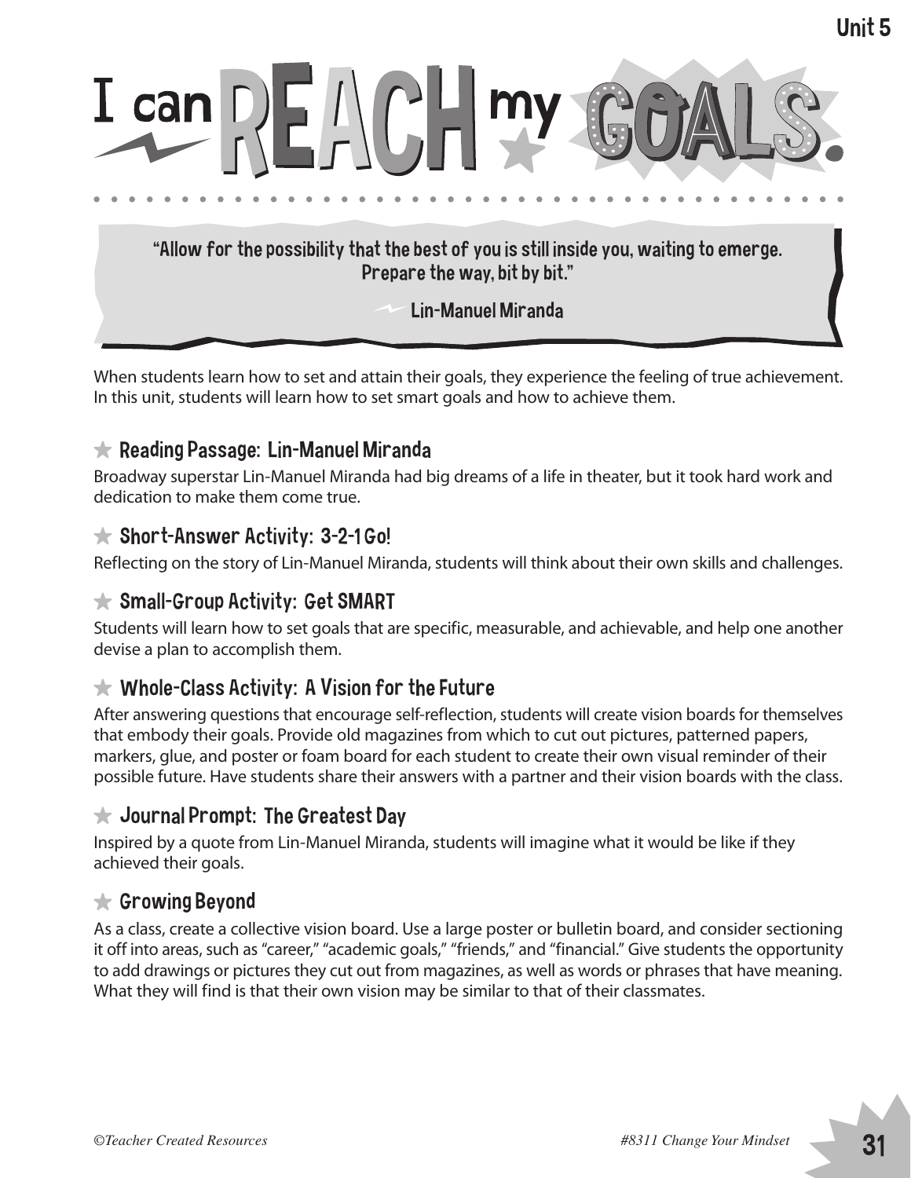Unit 5

# I can REACH my GOALS.

> "Allow for the possibility that the best of you is still inside you, waiting to emerge. Prepare the way, bit by bit."
>
> — Lin-Manuel Miranda

When students learn how to set and attain their goals, they experience the feeling of true achievement. In this unit, students will learn how to set smart goals and how to achieve them.

### ★ Reading Passage: Lin-Manuel Miranda

Broadway superstar Lin-Manuel Miranda had big dreams of a life in theater, but it took hard work and dedication to make them come true.

### ★ Short-Answer Activity: 3-2-1 Go!

Reflecting on the story of Lin-Manuel Miranda, students will think about their own skills and challenges.

### ★ Small-Group Activity: Get SMART

Students will learn how to set goals that are specific, measurable, and achievable, and help one another devise a plan to accomplish them.

### ★ Whole-Class Activity: A Vision for the Future

After answering questions that encourage self-reflection, students will create vision boards for themselves that embody their goals. Provide old magazines from which to cut out pictures, patterned papers, markers, glue, and poster or foam board for each student to create their own visual reminder of their possible future. Have students share their answers with a partner and their vision boards with the class.

### ★ Journal Prompt: The Greatest Day

Inspired by a quote from Lin-Manuel Miranda, students will imagine what it would be like if they achieved their goals.

### ★ Growing Beyond

As a class, create a collective vision board. Use a large poster or bulletin board, and consider sectioning it off into areas, such as "career," "academic goals," "friends," and "financial." Give students the opportunity to add drawings or pictures they cut out from magazines, as well as words or phrases that have meaning. What they will find is that their own vision may be similar to that of their classmates.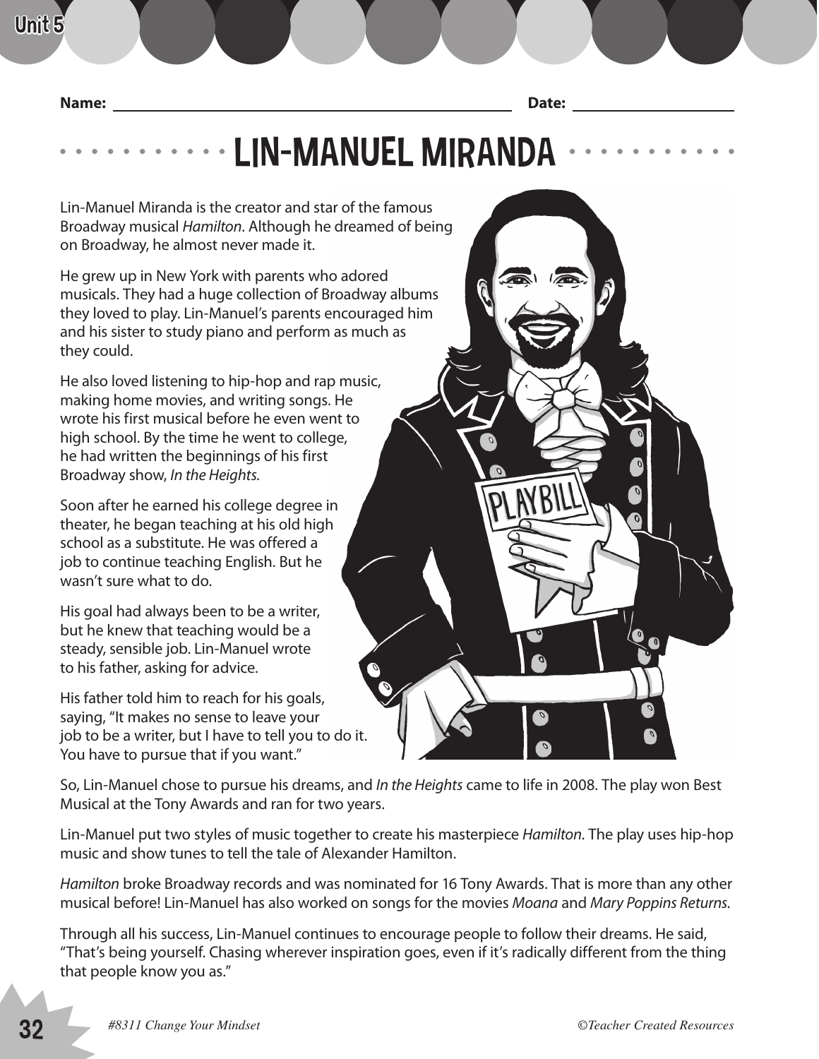Name: ______________________ Date: ____________

# LIN-MANUEL MIRANDA

Lin-Manuel Miranda is the creator and star of the famous Broadway musical *Hamilton*. Although he dreamed of being on Broadway, he almost never made it.

He grew up in New York with parents who adored musicals. They had a huge collection of Broadway albums they loved to play. Lin-Manuel's parents encouraged him and his sister to study piano and perform as much as they could.

He also loved listening to hip-hop and rap music, making home movies, and writing songs. He wrote his first musical before he even went to high school. By the time he went to college, he had written the beginnings of his first Broadway show, *In the Heights*.

Soon after he earned his college degree in theater, he began teaching at his old high school as a substitute. He was offered a job to continue teaching English. But he wasn't sure what to do.

His goal had always been to be a writer, but he knew that teaching would be a steady, sensible job. Lin-Manuel wrote to his father, asking for advice.

His father told him to reach for his goals, saying, "It makes no sense to leave your job to be a writer, but I have to tell you to do it. You have to pursue that if you want."

So, Lin-Manuel chose to pursue his dreams, and *In the Heights* came to life in 2008. The play won Best Musical at the Tony Awards and ran for two years.

Lin-Manuel put two styles of music together to create his masterpiece *Hamilton*. The play uses hip-hop music and show tunes to tell the tale of Alexander Hamilton.

*Hamilton* broke Broadway records and was nominated for 16 Tony Awards. That is more than any other musical before! Lin-Manuel has also worked on songs for the movies *Moana* and *Mary Poppins Returns*.

Through all his success, Lin-Manuel continues to encourage people to follow their dreams. He said, "That's being yourself. Chasing wherever inspiration goes, even if it's radically different from the thing that people know you as."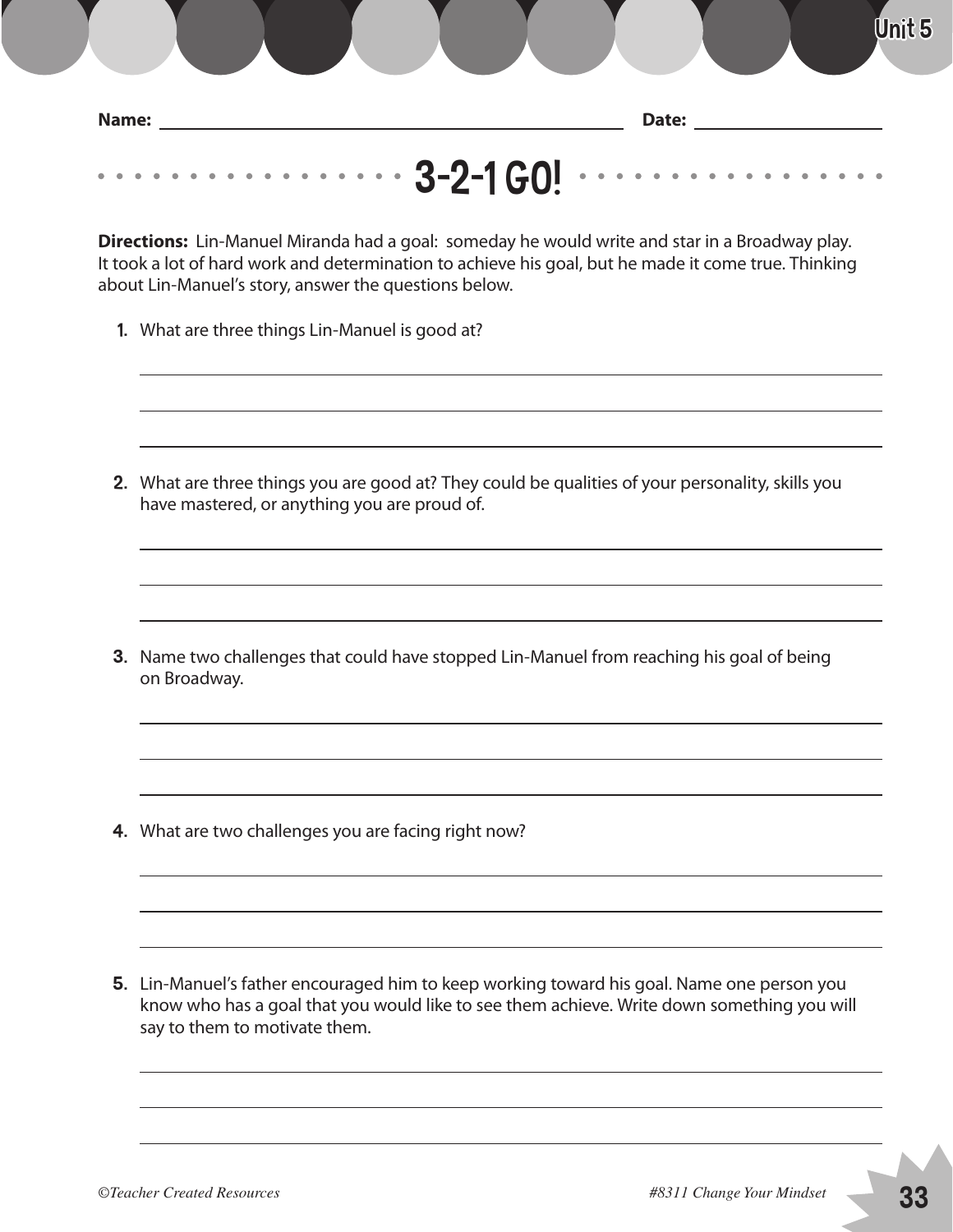Name: ______________________________ Date: ______________

# 3-2-1 GO!

**Directions:** Lin-Manuel Miranda had a goal: someday he would write and star in a Broadway play. It took a lot of hard work and determination to achieve his goal, but he made it come true. Thinking about Lin-Manuel's story, answer the questions below.

1. What are three things Lin-Manuel is good at?

______________________________________________

______________________________________________

______________________________________________

2. What are three things you are good at? They could be qualities of your personality, skills you have mastered, or anything you are proud of.

______________________________________________

______________________________________________

______________________________________________

3. Name two challenges that could have stopped Lin-Manuel from reaching his goal of being on Broadway.

______________________________________________

______________________________________________

______________________________________________

4. What are two challenges you are facing right now?

______________________________________________

______________________________________________

______________________________________________

5. Lin-Manuel's father encouraged him to keep working toward his goal. Name one person you know who has a goal that you would like to see them achieve. Write down something you will say to them to motivate them.

______________________________________________

______________________________________________

______________________________________________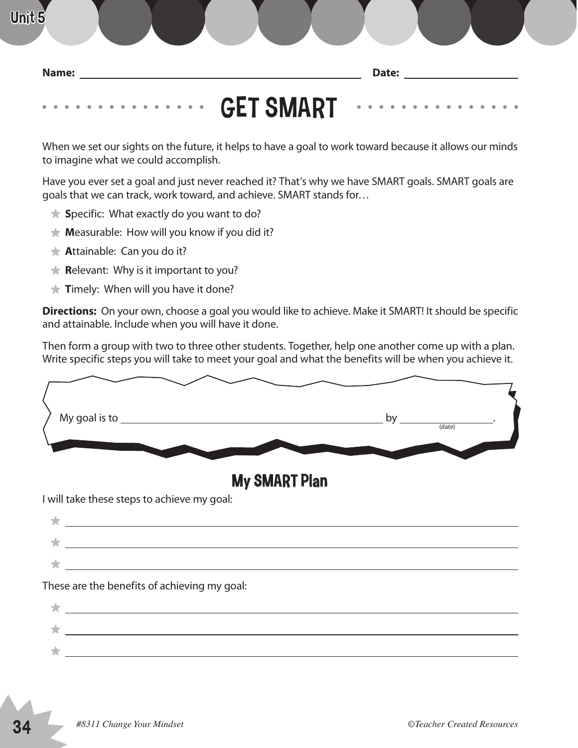Name: ______________________________ Date: ______________

# GET SMART

When we set our sights on the future, it helps to have a goal to work toward because it allows our minds to imagine what we could accomplish.

Have you ever set a goal and just never reached it? That's why we have SMART goals. SMART goals are goals that we can track, work toward, and achieve. SMART stands for…

- **S**pecific: What exactly do you want to do?
- **M**easurable: How will you know if you did it?
- **A**ttainable: Can you do it?
- **R**elevant: Why is it important to you?
- **T**imely: When will you have it done?

**Directions:** On your own, choose a goal you would like to achieve. Make it SMART! It should be specific and attainable. Include when you will have it done.

Then form a group with two to three other students. Together, help one another come up with a plan. Write specific steps you will take to meet your goal and what the benefits will be when you achieve it.

My goal is to ______________________________ by ______________ (date).

## My SMART Plan

I will take these steps to achieve my goal:

- ______________________________
- ______________________________
- ______________________________

These are the benefits of achieving my goal:

- ______________________________
- ______________________________
- ______________________________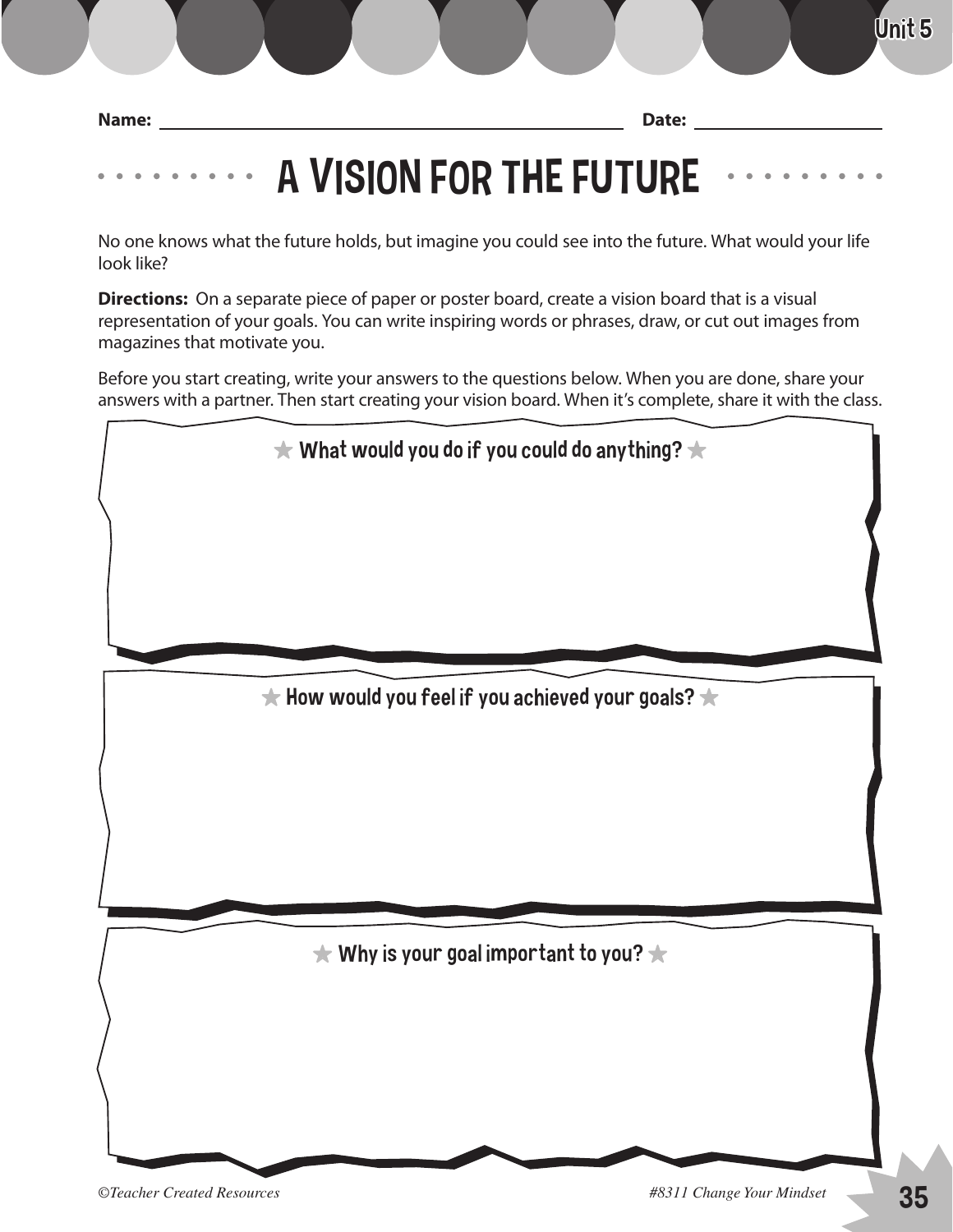Name: ______________________________ Date: ______________

# A VISION FOR THE FUTURE

No one knows what the future holds, but imagine you could see into the future. What would your life look like?

**Directions:** On a separate piece of paper or poster board, create a vision board that is a visual representation of your goals. You can write inspiring words or phrases, draw, or cut out images from magazines that motivate you.

Before you start creating, write your answers to the questions below. When you are done, share your answers with a partner. Then start creating your vision board. When it's complete, share it with the class.

★ What would you do if you could do anything? ★

★ How would you feel if you achieved your goals? ★

★ Why is your goal important to you? ★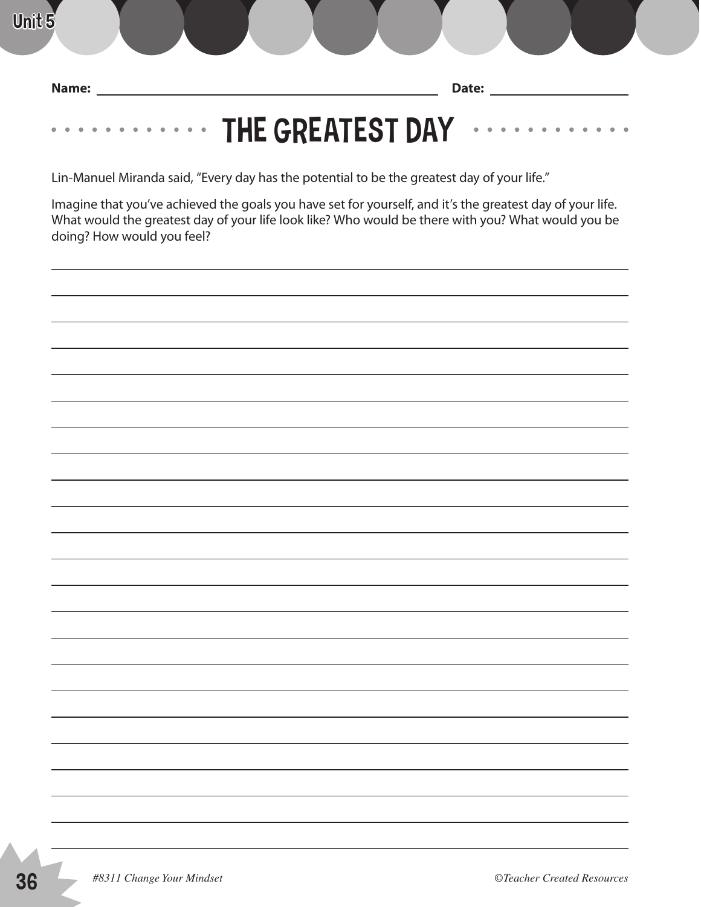Name: ______________________________ Date: ______________

# THE GREATEST DAY

Lin-Manuel Miranda said, “Every day has the potential to be the greatest day of your life.”

Imagine that you’ve achieved the goals you have set for yourself, and it’s the greatest day of your life. What would the greatest day of your life look like? Who would be there with you? What would you be doing? How would you feel?